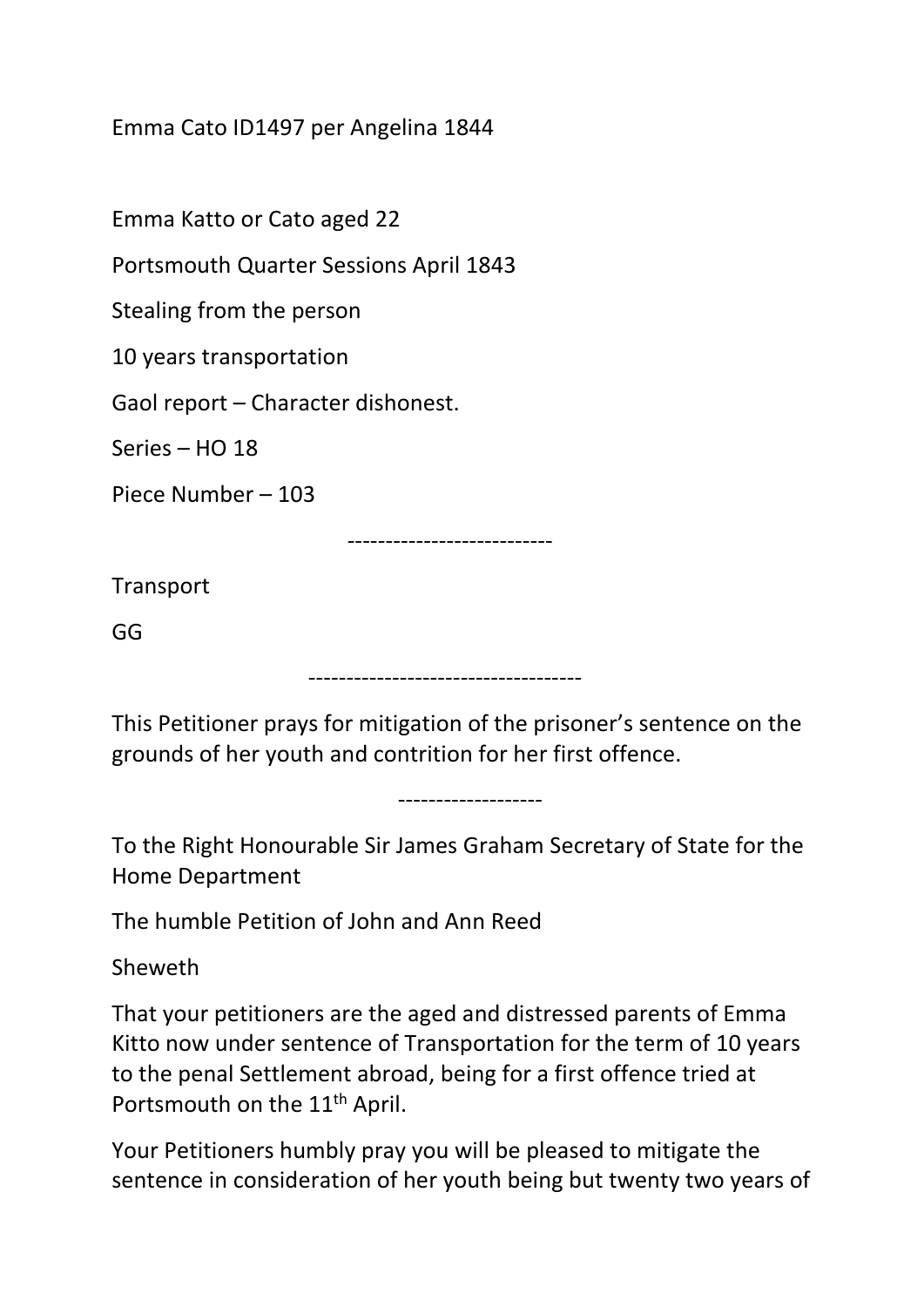Emma Cato ID1497 per Angelina 1844

Emma Katto or Cato aged 22

Portsmouth Quarter Sessions April 1843

Stealing from the person

10 years transportation

Gaol report – Character dishonest.

Series – HO 18

Piece Number – 103

---

Transport

GG

---

This Petitioner prays for mitigation of the prisoner's sentence on the grounds of her youth and contrition for her first offence.

---

To the Right Honourable Sir James Graham Secretary of State for the Home Department

The humble Petition of John and Ann Reed

Sheweth

That your petitioners are the aged and distressed parents of Emma Kitto now under sentence of Transportation for the term of 10 years to the penal Settlement abroad, being for a first offence tried at Portsmouth on the 11th April.

Your Petitioners humbly pray you will be pleased to mitigate the sentence in consideration of her youth being but twenty two years of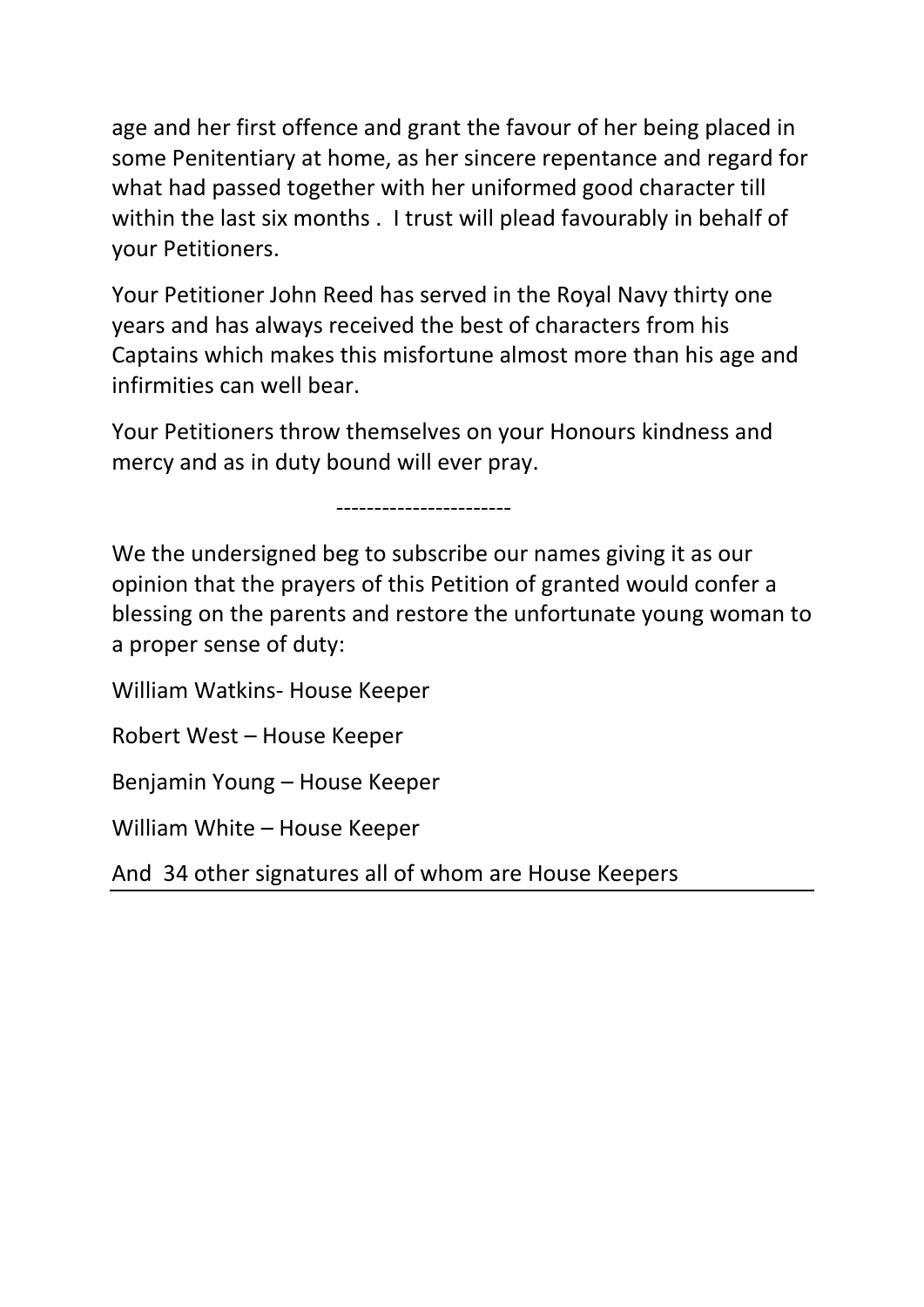age and her first offence and grant the favour of her being placed in some Penitentiary at home, as her sincere repentance and regard for what had passed together with her uniformed good character till within the last six months . I trust will plead favourably in behalf of your Petitioners.

Your Petitioner John Reed has served in the Royal Navy thirty one years and has always received the best of characters from his Captains which makes this misfortune almost more than his age and infirmities can well bear.

Your Petitioners throw themselves on your Honours kindness and mercy and as in duty bound will ever pray.

-----------------------

We the undersigned beg to subscribe our names giving it as our opinion that the prayers of this Petition of granted would confer a blessing on the parents and restore the unfortunate young woman to a proper sense of duty:

William Watkins- House Keeper

Robert West – House Keeper

Benjamin Young – House Keeper

William White – House Keeper

And 34 other signatures all of whom are House Keepers